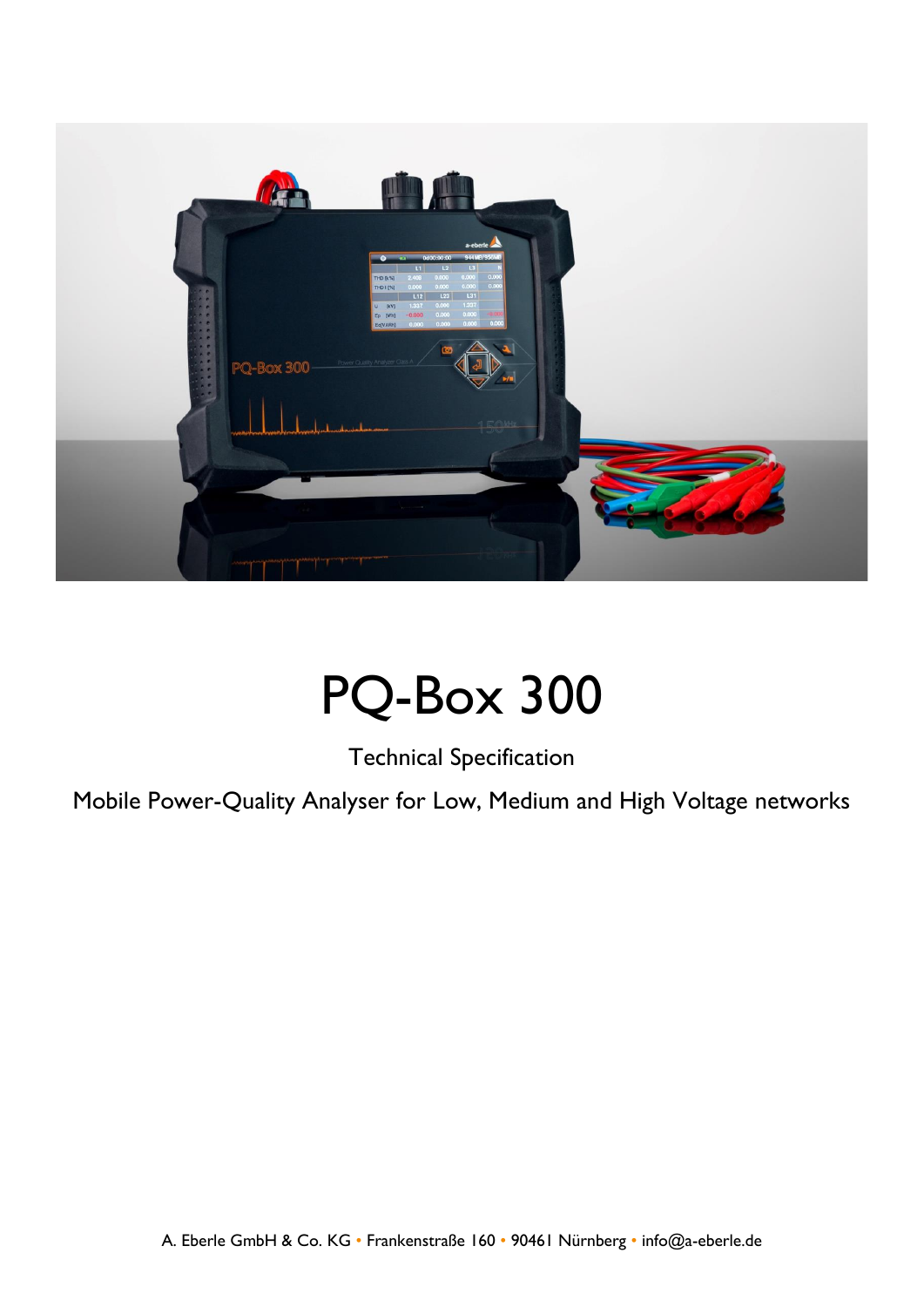# PQ-Box 300

Technical Specification

Mobile Power-Quality Analyser for Low, Medium and High Voltage networks

A. Eberle GmbH & Co. KG • Frankenstraße 160 • 90461 Nürnberg • info@a-eberle.de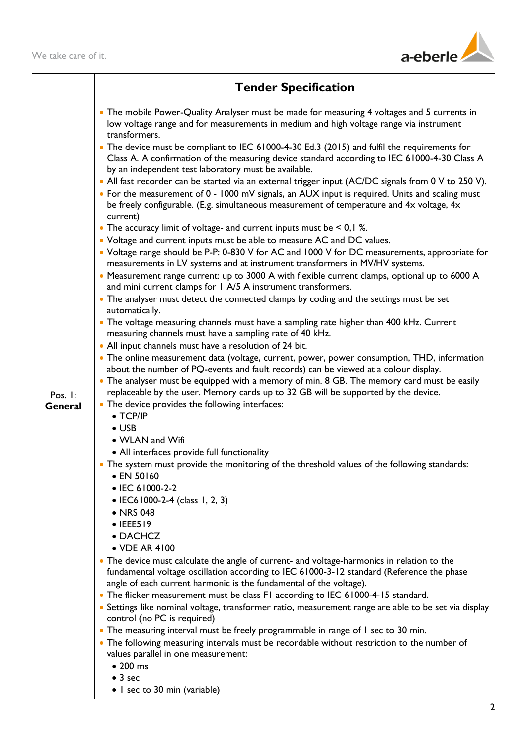| | **Tender Specification** |
|---|---|
| Pos. 1: **General** | • The mobile Power-Quality Analyser must be made for measuring 4 voltages and 5 currents in low voltage range and for measurements in medium and high voltage range via instrument transformers.<br>• The device must be compliant to IEC 61000-4-30 Ed.3 (2015) and fulfil the requirements for Class A. A confirmation of the measuring device standard according to IEC 61000-4-30 Class A by an independent test laboratory must be available.<br>• All fast recorder can be started via an external trigger input (AC/DC signals from 0 V to 250 V).<br>• For the measurement of 0 - 1000 mV signals, an AUX input is required. Units and scaling must be freely configurable. (E.g. simultaneous measurement of temperature and 4x voltage, 4x current)<br>• The accuracy limit of voltage- and current inputs must be < 0,1 %.<br>• Voltage and current inputs must be able to measure AC and DC values.<br>• Voltage range should be P-P: 0-830 V for AC and 1000 V for DC measurements, appropriate for measurements in LV systems and at instrument transformers in MV/HV systems.<br>• Measurement range current: up to 3000 A with flexible current clamps, optional up to 6000 A and mini current clamps for 1 A/5 A instrument transformers.<br>• The analyser must detect the connected clamps by coding and the settings must be set automatically.<br>• The voltage measuring channels must have a sampling rate higher than 400 kHz. Current measuring channels must have a sampling rate of 40 kHz.<br>• All input channels must have a resolution of 24 bit.<br>• The online measurement data (voltage, current, power, power consumption, THD, information about the number of PQ-events and fault records) can be viewed at a colour display.<br>• The analyser must be equipped with a memory of min. 8 GB. The memory card must be easily replaceable by the user. Memory cards up to 32 GB will be supported by the device.<br>• The device provides the following interfaces:<br>&nbsp;&nbsp;• TCP/IP<br>&nbsp;&nbsp;• USB<br>&nbsp;&nbsp;• WLAN and Wifi<br>&nbsp;&nbsp;• All interfaces provide full functionality<br>• The system must provide the monitoring of the threshold values of the following standards:<br>&nbsp;&nbsp;• EN 50160<br>&nbsp;&nbsp;• IEC 61000-2-2<br>&nbsp;&nbsp;• IEC61000-2-4 (class 1, 2, 3)<br>&nbsp;&nbsp;• NRS 048<br>&nbsp;&nbsp;• IEEE519<br>&nbsp;&nbsp;• DACHCZ<br>&nbsp;&nbsp;• VDE AR 4100<br>• The device must calculate the angle of current- and voltage-harmonics in relation to the fundamental voltage oscillation according to IEC 61000-3-12 standard (Reference the phase angle of each current harmonic is the fundamental of the voltage).<br>• The flicker measurement must be class F1 according to IEC 61000-4-15 standard.<br>• Settings like nominal voltage, transformer ratio, measurement range are able to be set via display control (no PC is required)<br>• The measuring interval must be freely programmable in range of 1 sec to 30 min.<br>• The following measuring intervals must be recordable without restriction to the number of values parallel in one measurement:<br>&nbsp;&nbsp;• 200 ms<br>&nbsp;&nbsp;• 3 sec<br>&nbsp;&nbsp;• 1 sec to 30 min (variable) |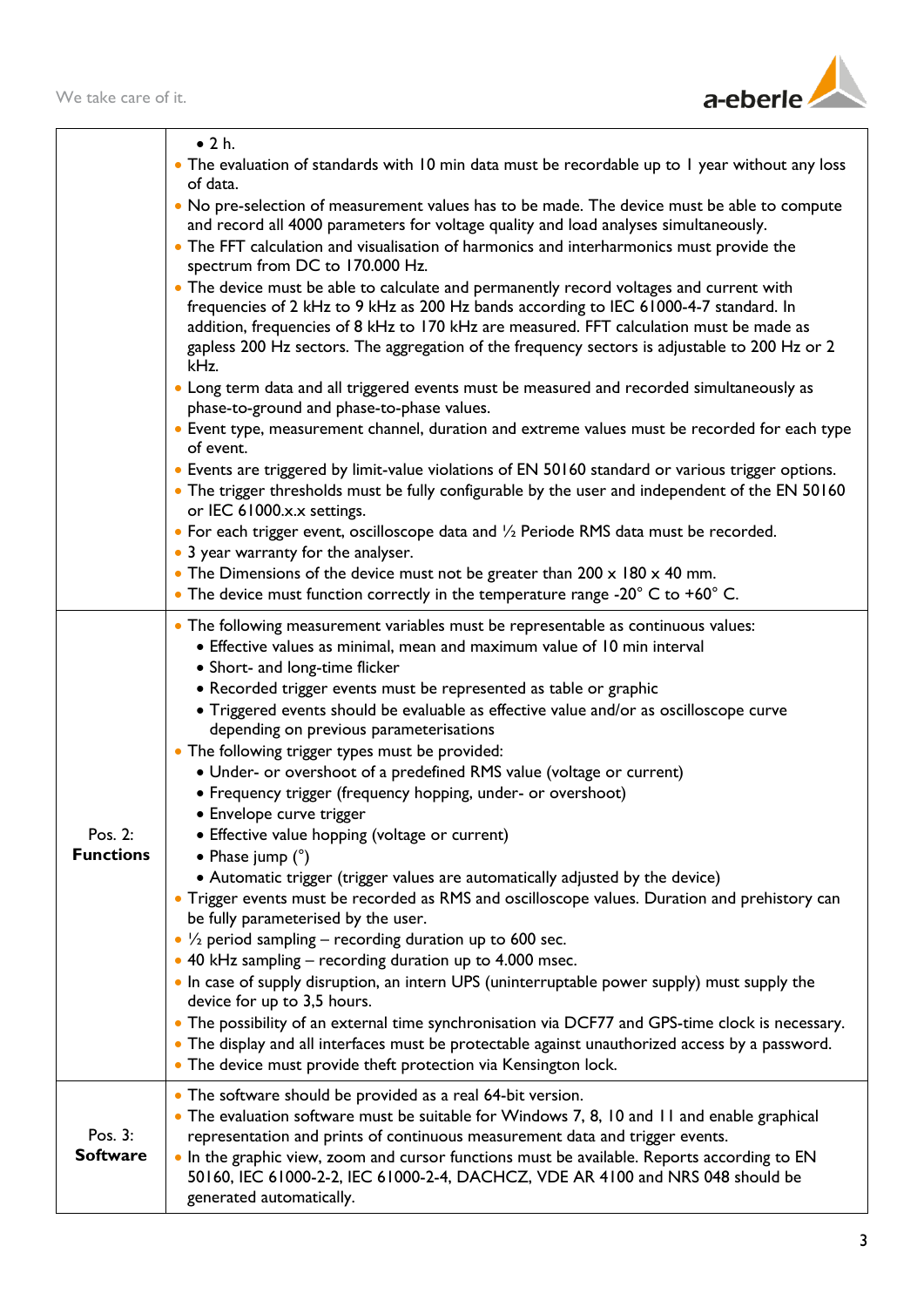| | |
|---|---|
| | • 2 h.<br>• The evaluation of standards with 10 min data must be recordable up to 1 year without any loss of data.<br>• No pre-selection of measurement values has to be made. The device must be able to compute and record all 4000 parameters for voltage quality and load analyses simultaneously.<br>• The FFT calculation and visualisation of harmonics and interharmonics must provide the spectrum from DC to 170.000 Hz.<br>• The device must be able to calculate and permanently record voltages and current with frequencies of 2 kHz to 9 kHz as 200 Hz bands according to IEC 61000-4-7 standard. In addition, frequencies of 8 kHz to 170 kHz are measured. FFT calculation must be made as gapless 200 Hz sectors. The aggregation of the frequency sectors is adjustable to 200 Hz or 2 kHz.<br>• Long term data and all triggered events must be measured and recorded simultaneously as phase-to-ground and phase-to-phase values.<br>• Event type, measurement channel, duration and extreme values must be recorded for each type of event.<br>• Events are triggered by limit-value violations of EN 50160 standard or various trigger options.<br>• The trigger thresholds must be fully configurable by the user and independent of the EN 50160 or IEC 61000.x.x settings.<br>• For each trigger event, oscilloscope data and ½ Periode RMS data must be recorded.<br>• 3 year warranty for the analyser.<br>• The Dimensions of the device must not be greater than 200 x 180 x 40 mm.<br>• The device must function correctly in the temperature range -20° C to +60° C. |
| Pos. 2:<br>**Functions** | • The following measurement variables must be representable as continuous values:<br>  • Effective values as minimal, mean and maximum value of 10 min interval<br>  • Short- and long-time flicker<br>  • Recorded trigger events must be represented as table or graphic<br>  • Triggered events should be evaluable as effective value and/or as oscilloscope curve depending on previous parameterisations<br>• The following trigger types must be provided:<br>  • Under- or overshoot of a predefined RMS value (voltage or current)<br>  • Frequency trigger (frequency hopping, under- or overshoot)<br>  • Envelope curve trigger<br>  • Effective value hopping (voltage or current)<br>  • Phase jump (°)<br>  • Automatic trigger (trigger values are automatically adjusted by the device)<br>• Trigger events must be recorded as RMS and oscilloscope values. Duration and prehistory can be fully parameterised by the user.<br>• ½ period sampling – recording duration up to 600 sec.<br>• 40 kHz sampling – recording duration up to 4.000 msec.<br>• In case of supply disruption, an intern UPS (uninterruptable power supply) must supply the device for up to 3,5 hours.<br>• The possibility of an external time synchronisation via DCF77 and GPS-time clock is necessary.<br>• The display and all interfaces must be protectable against unauthorized access by a password.<br>• The device must provide theft protection via Kensington lock. |
| Pos. 3:<br>**Software** | • The software should be provided as a real 64-bit version.<br>• The evaluation software must be suitable for Windows 7, 8, 10 and 11 and enable graphical representation and prints of continuous measurement data and trigger events.<br>• In the graphic view, zoom and cursor functions must be available. Reports according to EN 50160, IEC 61000-2-2, IEC 61000-2-4, DACHCZ, VDE AR 4100 and NRS 048 should be generated automatically. |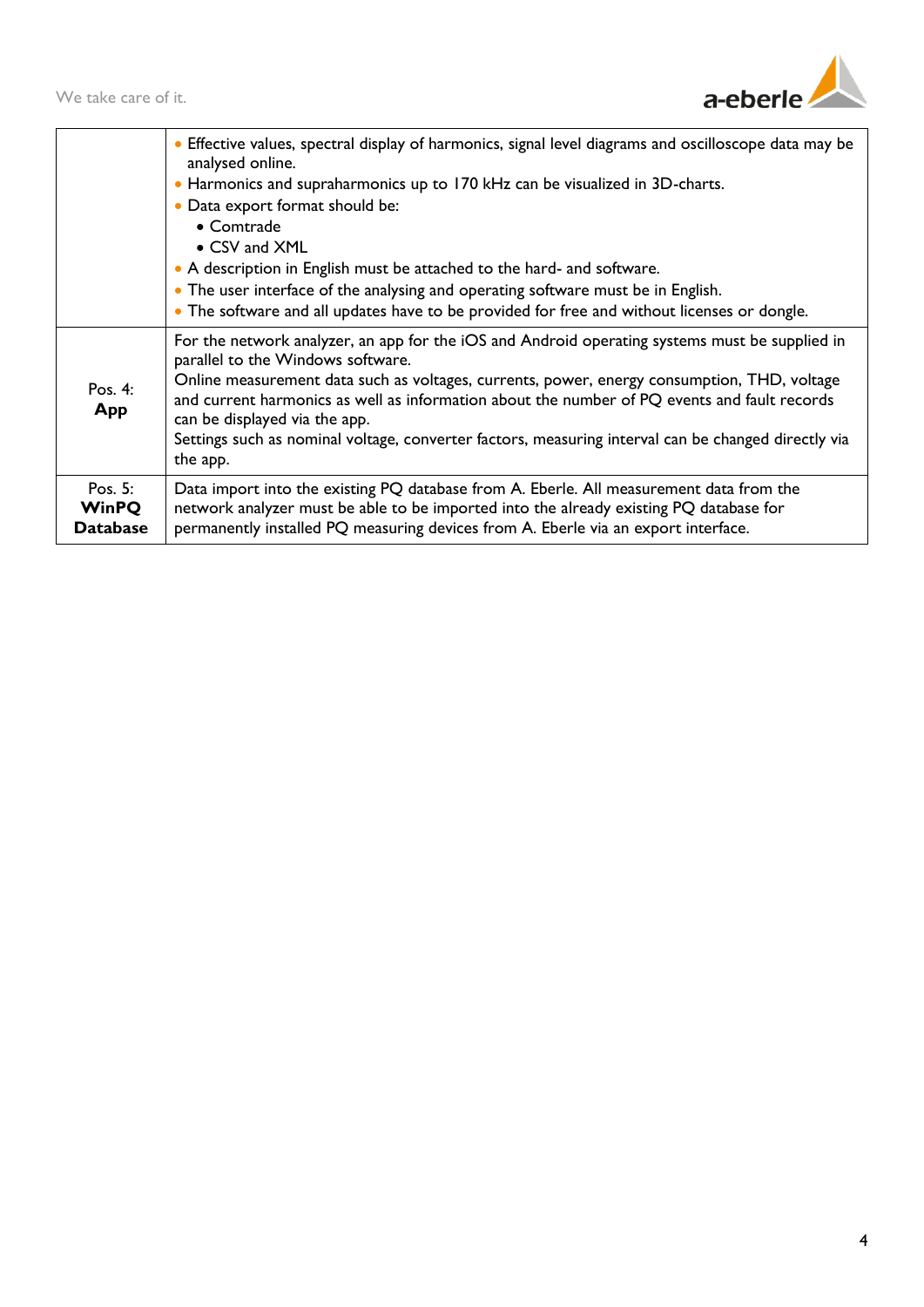| | |
|---|---|
| | • Effective values, spectral display of harmonics, signal level diagrams and oscilloscope data may be analysed online.<br>• Harmonics and supraharmonics up to 170 kHz can be visualized in 3D-charts.<br>• Data export format should be:<br>  • Comtrade<br>  • CSV and XML<br>• A description in English must be attached to the hard- and software.<br>• The user interface of the analysing and operating software must be in English.<br>• The software and all updates have to be provided for free and without licenses or dongle. |
| Pos. 4:<br>**App** | For the network analyzer, an app for the iOS and Android operating systems must be supplied in parallel to the Windows software.<br>Online measurement data such as voltages, currents, power, energy consumption, THD, voltage and current harmonics as well as information about the number of PQ events and fault records can be displayed via the app.<br>Settings such as nominal voltage, converter factors, measuring interval can be changed directly via the app. |
| Pos. 5:<br>**WinPQ Database** | Data import into the existing PQ database from A. Eberle. All measurement data from the network analyzer must be able to be imported into the already existing PQ database for permanently installed PQ measuring devices from A. Eberle via an export interface. |